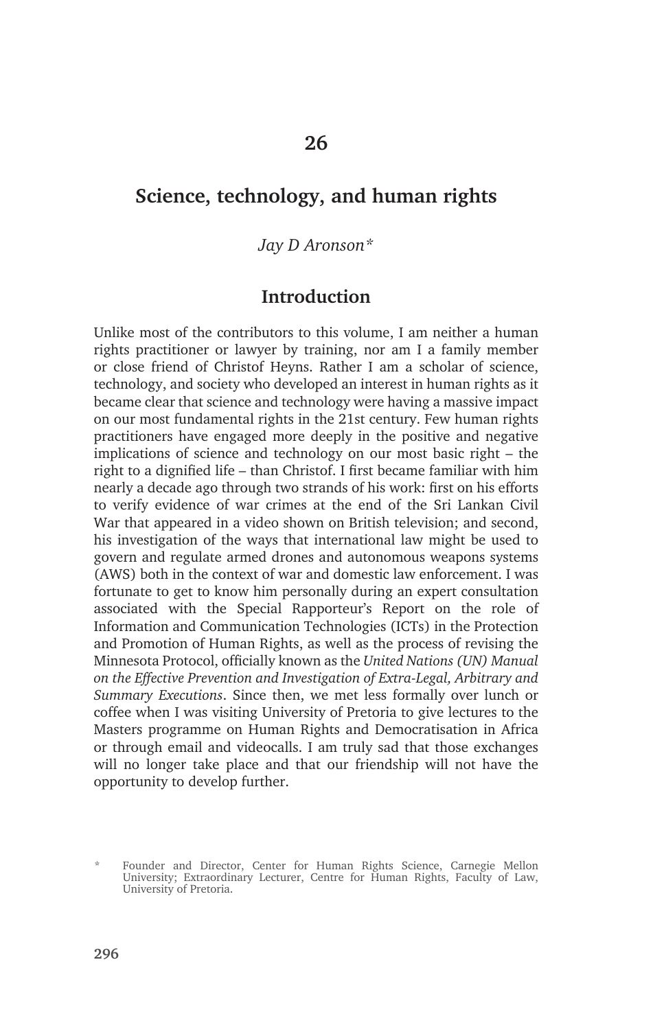# 26

# Science, technology, and human rights

*Jay D Aronson**

## Introduction

Unlike most of the contributors to this volume, I am neither a human rights practitioner or lawyer by training, nor am I a family member or close friend of Christof Heyns. Rather I am a scholar of science, technology, and society who developed an interest in human rights as it became clear that science and technology were having a massive impact on our most fundamental rights in the 21st century. Few human rights practitioners have engaged more deeply in the positive and negative implications of science and technology on our most basic right – the right to a dignified life – than Christof. I first became familiar with him nearly a decade ago through two strands of his work: first on his efforts to verify evidence of war crimes at the end of the Sri Lankan Civil War that appeared in a video shown on British television; and second, his investigation of the ways that international law might be used to govern and regulate armed drones and autonomous weapons systems (AWS) both in the context of war and domestic law enforcement. I was fortunate to get to know him personally during an expert consultation associated with the Special Rapporteur's Report on the role of Information and Communication Technologies (ICTs) in the Protection and Promotion of Human Rights, as well as the process of revising the Minnesota Protocol, officially known as the *United Nations (UN) Manual on the Effective Prevention and Investigation of Extra-Legal, Arbitrary and Summary Executions*. Since then, we met less formally over lunch or coffee when I was visiting University of Pretoria to give lectures to the Masters programme on Human Rights and Democratisation in Africa or through email and videocalls. I am truly sad that those exchanges will no longer take place and that our friendship will not have the opportunity to develop further.

\* Founder and Director, Center for Human Rights Science, Carnegie Mellon University; Extraordinary Lecturer, Centre for Human Rights, Faculty of Law, University of Pretoria.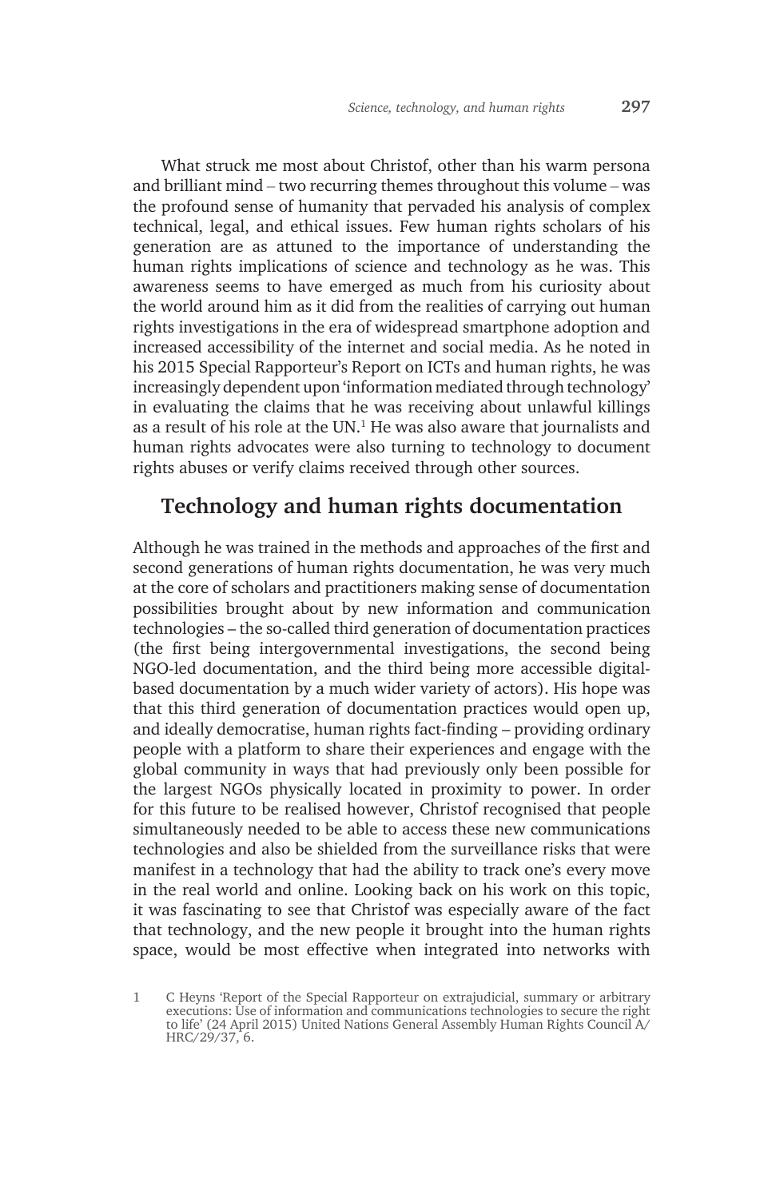What struck me most about Christof, other than his warm persona and brilliant mind – two recurring themes throughout this volume – was the profound sense of humanity that pervaded his analysis of complex technical, legal, and ethical issues. Few human rights scholars of his generation are as attuned to the importance of understanding the human rights implications of science and technology as he was. This awareness seems to have emerged as much from his curiosity about the world around him as it did from the realities of carrying out human rights investigations in the era of widespread smartphone adoption and increased accessibility of the internet and social media. As he noted in his 2015 Special Rapporteur's Report on ICTs and human rights, he was increasingly dependent upon 'information mediated through technology' in evaluating the claims that he was receiving about unlawful killings as a result of his role at the UN.[1] He was also aware that journalists and human rights advocates were also turning to technology to document rights abuses or verify claims received through other sources.

## Technology and human rights documentation

Although he was trained in the methods and approaches of the first and second generations of human rights documentation, he was very much at the core of scholars and practitioners making sense of documentation possibilities brought about by new information and communication technologies – the so-called third generation of documentation practices (the first being intergovernmental investigations, the second being NGO-led documentation, and the third being more accessible digital-based documentation by a much wider variety of actors). His hope was that this third generation of documentation practices would open up, and ideally democratise, human rights fact-finding – providing ordinary people with a platform to share their experiences and engage with the global community in ways that had previously only been possible for the largest NGOs physically located in proximity to power. In order for this future to be realised however, Christof recognised that people simultaneously needed to be able to access these new communications technologies and also be shielded from the surveillance risks that were manifest in a technology that had the ability to track one's every move in the real world and online. Looking back on his work on this topic, it was fascinating to see that Christof was especially aware of the fact that technology, and the new people it brought into the human rights space, would be most effective when integrated into networks with

1 C Heyns 'Report of the Special Rapporteur on extrajudicial, summary or arbitrary executions: Use of information and communications technologies to secure the right to life' (24 April 2015) United Nations General Assembly Human Rights Council A/HRC/29/37, 6.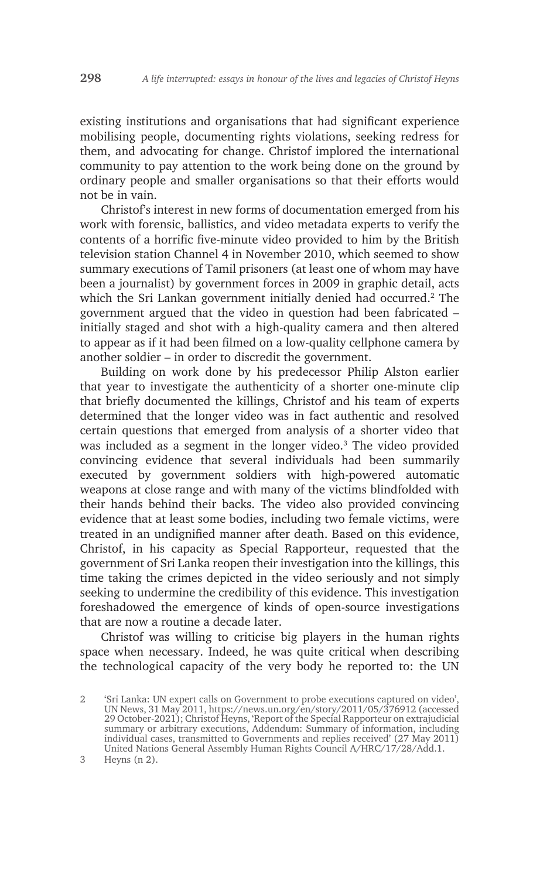existing institutions and organisations that had significant experience mobilising people, documenting rights violations, seeking redress for them, and advocating for change. Christof implored the international community to pay attention to the work being done on the ground by ordinary people and smaller organisations so that their efforts would not be in vain.

Christof's interest in new forms of documentation emerged from his work with forensic, ballistics, and video metadata experts to verify the contents of a horrific five-minute video provided to him by the British television station Channel 4 in November 2010, which seemed to show summary executions of Tamil prisoners (at least one of whom may have been a journalist) by government forces in 2009 in graphic detail, acts which the Sri Lankan government initially denied had occurred.[2] The government argued that the video in question had been fabricated – initially staged and shot with a high-quality camera and then altered to appear as if it had been filmed on a low-quality cellphone camera by another soldier – in order to discredit the government.

Building on work done by his predecessor Philip Alston earlier that year to investigate the authenticity of a shorter one-minute clip that briefly documented the killings, Christof and his team of experts determined that the longer video was in fact authentic and resolved certain questions that emerged from analysis of a shorter video that was included as a segment in the longer video.[3] The video provided convincing evidence that several individuals had been summarily executed by government soldiers with high-powered automatic weapons at close range and with many of the victims blindfolded with their hands behind their backs. The video also provided convincing evidence that at least some bodies, including two female victims, were treated in an undignified manner after death. Based on this evidence, Christof, in his capacity as Special Rapporteur, requested that the government of Sri Lanka reopen their investigation into the killings, this time taking the crimes depicted in the video seriously and not simply seeking to undermine the credibility of this evidence. This investigation foreshadowed the emergence of kinds of open-source investigations that are now a routine a decade later.

Christof was willing to criticise big players in the human rights space when necessary. Indeed, he was quite critical when describing the technological capacity of the very body he reported to: the UN

---

2 'Sri Lanka: UN expert calls on Government to probe executions captured on video', UN News, 31 May 2011, https://news.un.org/en/story/2011/05/376912 (accessed 29 October-2021); Christof Heyns, 'Report of the Special Rapporteur on extrajudicial summary or arbitrary executions, Addendum: Summary of information, including individual cases, transmitted to Governments and replies received' (27 May 2011) United Nations General Assembly Human Rights Council A/HRC/17/28/Add.1.

3 Heyns (n 2).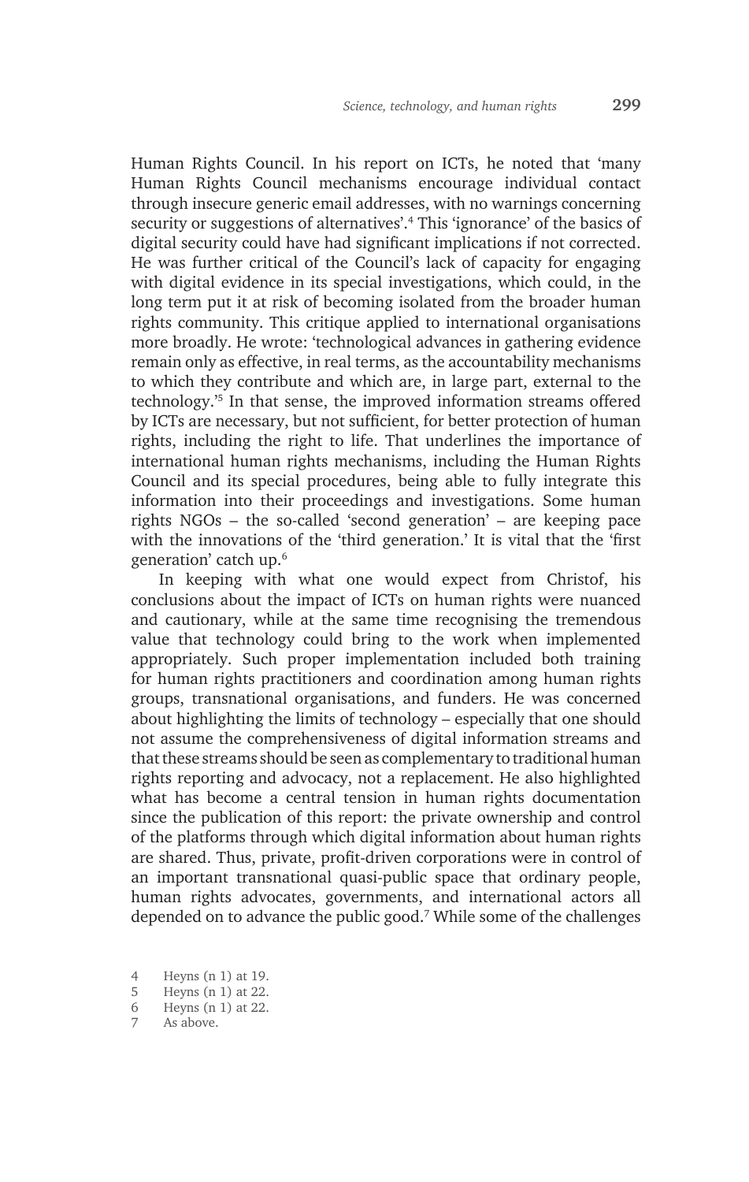Human Rights Council. In his report on ICTs, he noted that 'many Human Rights Council mechanisms encourage individual contact through insecure generic email addresses, with no warnings concerning security or suggestions of alternatives'.[4] This 'ignorance' of the basics of digital security could have had significant implications if not corrected. He was further critical of the Council's lack of capacity for engaging with digital evidence in its special investigations, which could, in the long term put it at risk of becoming isolated from the broader human rights community. This critique applied to international organisations more broadly. He wrote: 'technological advances in gathering evidence remain only as effective, in real terms, as the accountability mechanisms to which they contribute and which are, in large part, external to the technology.'[5] In that sense, the improved information streams offered by ICTs are necessary, but not sufficient, for better protection of human rights, including the right to life. That underlines the importance of international human rights mechanisms, including the Human Rights Council and its special procedures, being able to fully integrate this information into their proceedings and investigations. Some human rights NGOs – the so-called 'second generation' – are keeping pace with the innovations of the 'third generation.' It is vital that the 'first generation' catch up.[6]

In keeping with what one would expect from Christof, his conclusions about the impact of ICTs on human rights were nuanced and cautionary, while at the same time recognising the tremendous value that technology could bring to the work when implemented appropriately. Such proper implementation included both training for human rights practitioners and coordination among human rights groups, transnational organisations, and funders. He was concerned about highlighting the limits of technology – especially that one should not assume the comprehensiveness of digital information streams and that these streams should be seen as complementary to traditional human rights reporting and advocacy, not a replacement. He also highlighted what has become a central tension in human rights documentation since the publication of this report: the private ownership and control of the platforms through which digital information about human rights are shared. Thus, private, profit-driven corporations were in control of an important transnational quasi-public space that ordinary people, human rights advocates, governments, and international actors all depended on to advance the public good.[7] While some of the challenges

4 Heyns (n 1) at 19.
5 Heyns (n 1) at 22.
6 Heyns (n 1) at 22.
7 As above.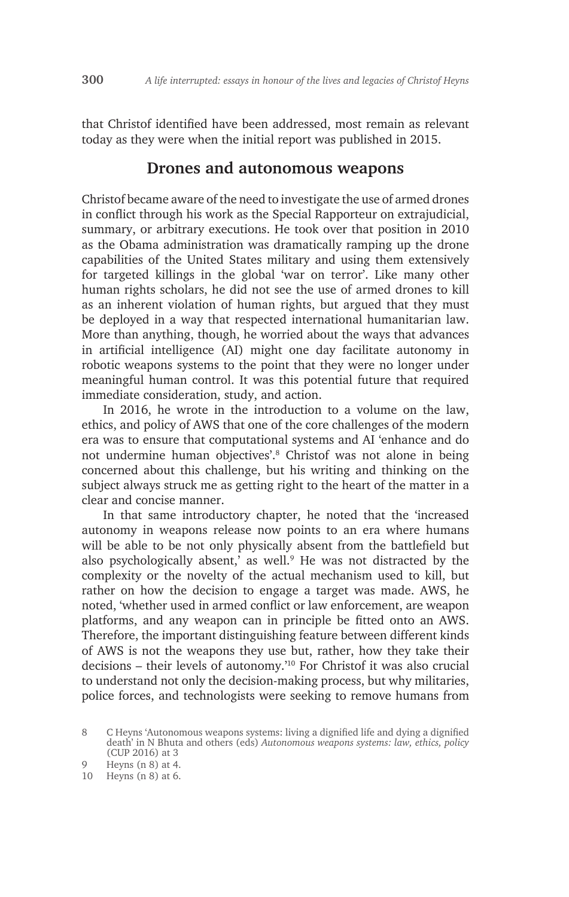that Christof identified have been addressed, most remain as relevant today as they were when the initial report was published in 2015.

## Drones and autonomous weapons

Christof became aware of the need to investigate the use of armed drones in conflict through his work as the Special Rapporteur on extrajudicial, summary, or arbitrary executions. He took over that position in 2010 as the Obama administration was dramatically ramping up the drone capabilities of the United States military and using them extensively for targeted killings in the global 'war on terror'. Like many other human rights scholars, he did not see the use of armed drones to kill as an inherent violation of human rights, but argued that they must be deployed in a way that respected international humanitarian law. More than anything, though, he worried about the ways that advances in artificial intelligence (AI) might one day facilitate autonomy in robotic weapons systems to the point that they were no longer under meaningful human control. It was this potential future that required immediate consideration, study, and action.

In 2016, he wrote in the introduction to a volume on the law, ethics, and policy of AWS that one of the core challenges of the modern era was to ensure that computational systems and AI 'enhance and do not undermine human objectives'.[8] Christof was not alone in being concerned about this challenge, but his writing and thinking on the subject always struck me as getting right to the heart of the matter in a clear and concise manner.

In that same introductory chapter, he noted that the 'increased autonomy in weapons release now points to an era where humans will be able to be not only physically absent from the battlefield but also psychologically absent,' as well.[9] He was not distracted by the complexity or the novelty of the actual mechanism used to kill, but rather on how the decision to engage a target was made. AWS, he noted, 'whether used in armed conflict or law enforcement, are weapon platforms, and any weapon can in principle be fitted onto an AWS. Therefore, the important distinguishing feature between different kinds of AWS is not the weapons they use but, rather, how they take their decisions – their levels of autonomy.'[10] For Christof it was also crucial to understand not only the decision-making process, but why militaries, police forces, and technologists were seeking to remove humans from

8 C Heyns 'Autonomous weapons systems: living a dignified life and dying a dignified death' in N Bhuta and others (eds) *Autonomous weapons systems: law, ethics, policy* (CUP 2016) at 3

9 Heyns (n 8) at 4.

10 Heyns (n 8) at 6.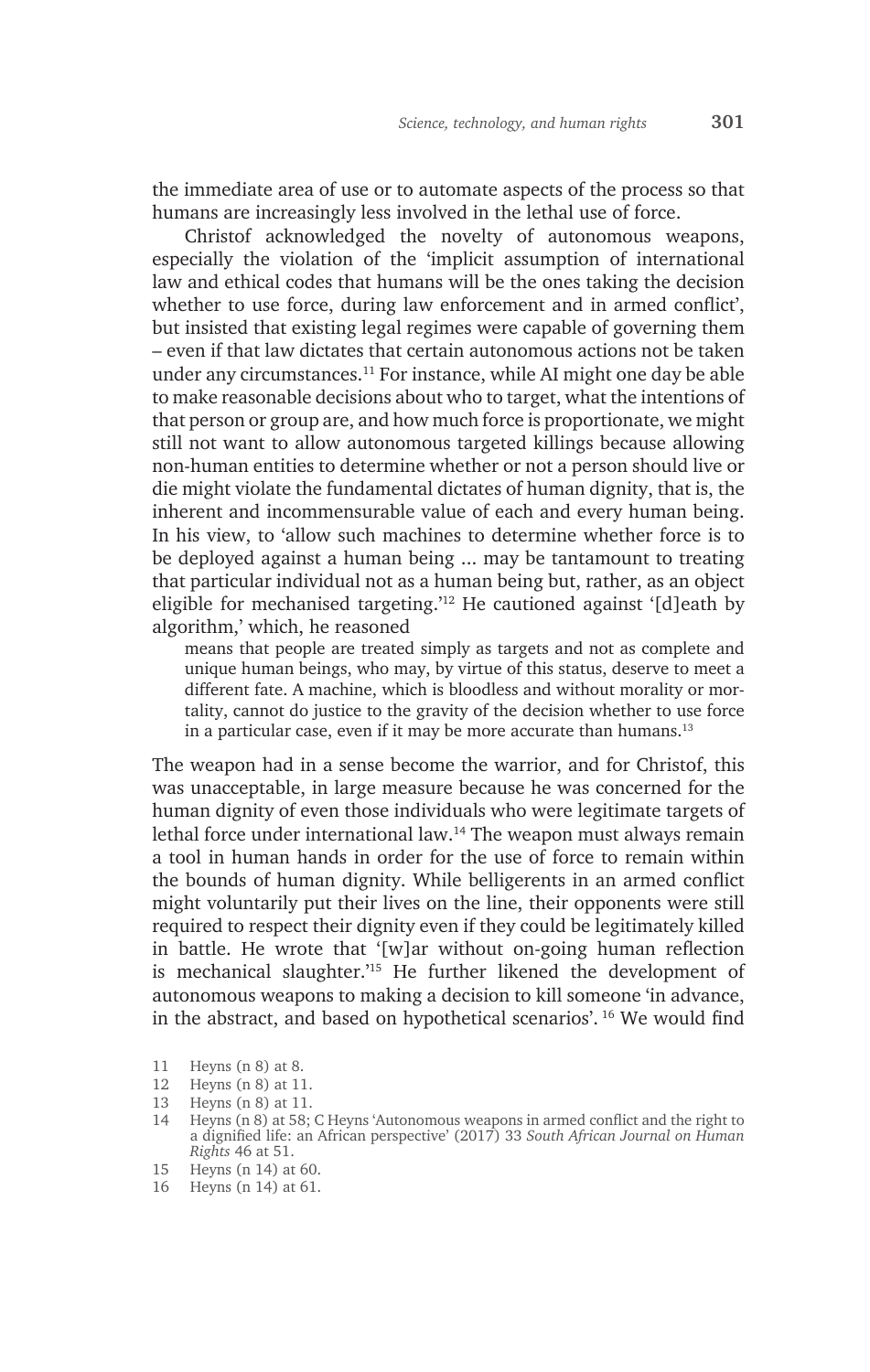the immediate area of use or to automate aspects of the process so that humans are increasingly less involved in the lethal use of force.

Christof acknowledged the novelty of autonomous weapons, especially the violation of the 'implicit assumption of international law and ethical codes that humans will be the ones taking the decision whether to use force, during law enforcement and in armed conflict', but insisted that existing legal regimes were capable of governing them – even if that law dictates that certain autonomous actions not be taken under any circumstances.[11] For instance, while AI might one day be able to make reasonable decisions about who to target, what the intentions of that person or group are, and how much force is proportionate, we might still not want to allow autonomous targeted killings because allowing non-human entities to determine whether or not a person should live or die might violate the fundamental dictates of human dignity, that is, the inherent and incommensurable value of each and every human being. In his view, to 'allow such machines to determine whether force is to be deployed against a human being ... may be tantamount to treating that particular individual not as a human being but, rather, as an object eligible for mechanised targeting.'[12] He cautioned against '[d]eath by algorithm,' which, he reasoned

> means that people are treated simply as targets and not as complete and unique human beings, who may, by virtue of this status, deserve to meet a different fate. A machine, which is bloodless and without morality or mortality, cannot do justice to the gravity of the decision whether to use force in a particular case, even if it may be more accurate than humans.[13]

The weapon had in a sense become the warrior, and for Christof, this was unacceptable, in large measure because he was concerned for the human dignity of even those individuals who were legitimate targets of lethal force under international law.[14] The weapon must always remain a tool in human hands in order for the use of force to remain within the bounds of human dignity. While belligerents in an armed conflict might voluntarily put their lives on the line, their opponents were still required to respect their dignity even if they could be legitimately killed in battle. He wrote that '[w]ar without on-going human reflection is mechanical slaughter.'[15] He further likened the development of autonomous weapons to making a decision to kill someone 'in advance, in the abstract, and based on hypothetical scenarios'.[16] We would find

11 Heyns (n 8) at 8.

12 Heyns (n 8) at 11.

13 Heyns (n 8) at 11.

14 Heyns (n 8) at 58; C Heyns 'Autonomous weapons in armed conflict and the right to a dignified life: an African perspective' (2017) 33 *South African Journal on Human Rights* 46 at 51.

15 Heyns (n 14) at 60.

16 Heyns (n 14) at 61.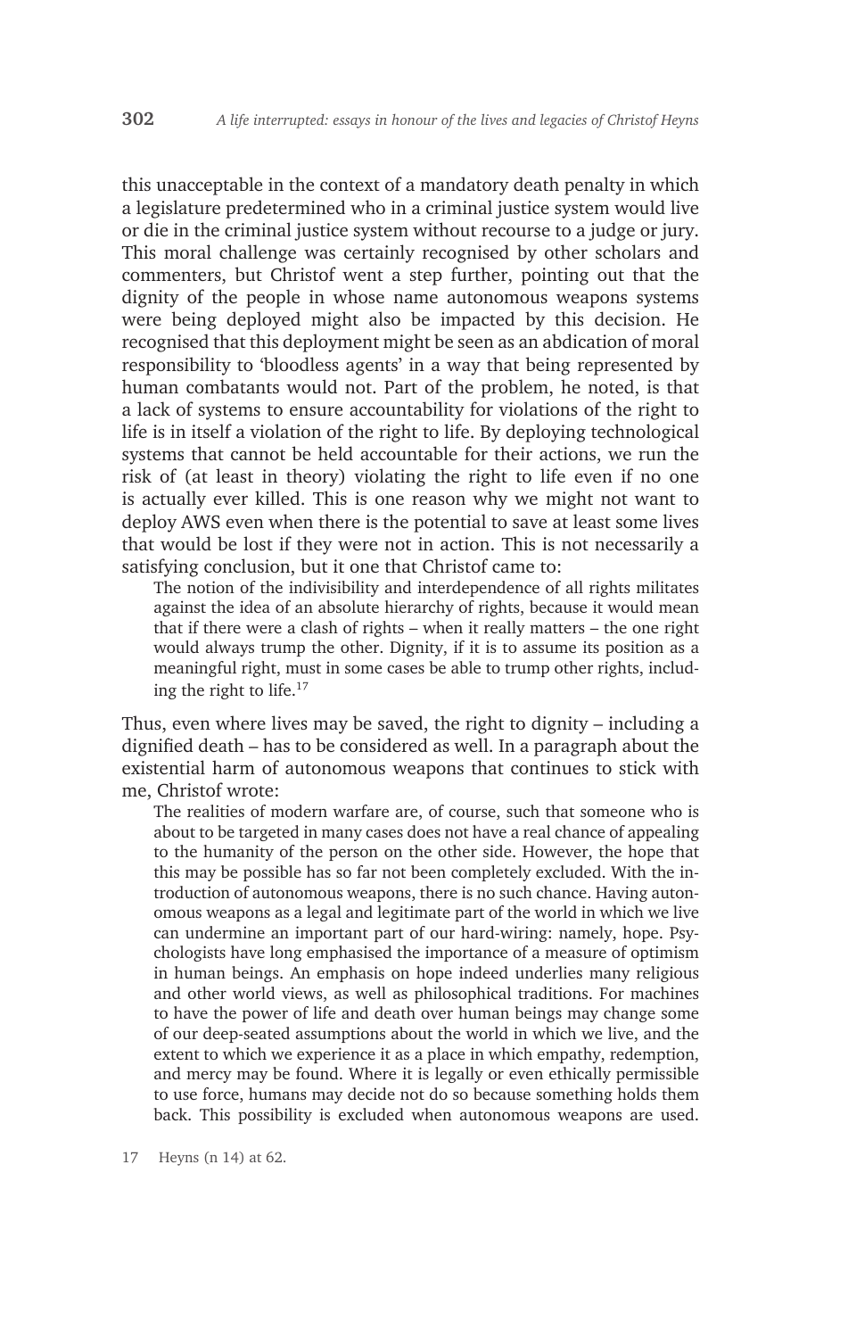this unacceptable in the context of a mandatory death penalty in which a legislature predetermined who in a criminal justice system would live or die in the criminal justice system without recourse to a judge or jury. This moral challenge was certainly recognised by other scholars and commenters, but Christof went a step further, pointing out that the dignity of the people in whose name autonomous weapons systems were being deployed might also be impacted by this decision. He recognised that this deployment might be seen as an abdication of moral responsibility to 'bloodless agents' in a way that being represented by human combatants would not. Part of the problem, he noted, is that a lack of systems to ensure accountability for violations of the right to life is in itself a violation of the right to life. By deploying technological systems that cannot be held accountable for their actions, we run the risk of (at least in theory) violating the right to life even if no one is actually ever killed. This is one reason why we might not want to deploy AWS even when there is the potential to save at least some lives that would be lost if they were not in action. This is not necessarily a satisfying conclusion, but it one that Christof came to:

> The notion of the indivisibility and interdependence of all rights militates against the idea of an absolute hierarchy of rights, because it would mean that if there were a clash of rights – when it really matters – the one right would always trump the other. Dignity, if it is to assume its position as a meaningful right, must in some cases be able to trump other rights, including the right to life.[17]

Thus, even where lives may be saved, the right to dignity – including a dignified death – has to be considered as well. In a paragraph about the existential harm of autonomous weapons that continues to stick with me, Christof wrote:

> The realities of modern warfare are, of course, such that someone who is about to be targeted in many cases does not have a real chance of appealing to the humanity of the person on the other side. However, the hope that this may be possible has so far not been completely excluded. With the introduction of autonomous weapons, there is no such chance. Having autonomous weapons as a legal and legitimate part of the world in which we live can undermine an important part of our hard-wiring: namely, hope. Psychologists have long emphasised the importance of a measure of optimism in human beings. An emphasis on hope indeed underlies many religious and other world views, as well as philosophical traditions. For machines to have the power of life and death over human beings may change some of our deep-seated assumptions about the world in which we live, and the extent to which we experience it as a place in which empathy, redemption, and mercy may be found. Where it is legally or even ethically permissible to use force, humans may decide not do so because something holds them back. This possibility is excluded when autonomous weapons are used.

17 Heyns (n 14) at 62.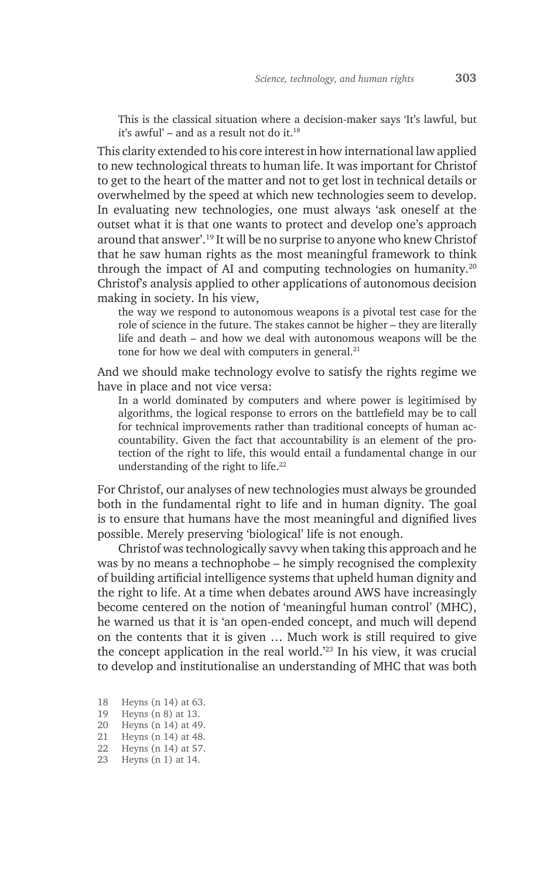> This is the classical situation where a decision-maker says 'It's lawful, but it's awful' – and as a result not do it.[18]

This clarity extended to his core interest in how international law applied to new technological threats to human life. It was important for Christof to get to the heart of the matter and not to get lost in technical details or overwhelmed by the speed at which new technologies seem to develop. In evaluating new technologies, one must always 'ask oneself at the outset what it is that one wants to protect and develop one's approach around that answer'.[19] It will be no surprise to anyone who knew Christof that he saw human rights as the most meaningful framework to think through the impact of AI and computing technologies on humanity.[20] Christof's analysis applied to other applications of autonomous decision making in society. In his view,

> the way we respond to autonomous weapons is a pivotal test case for the role of science in the future. The stakes cannot be higher – they are literally life and death – and how we deal with autonomous weapons will be the tone for how we deal with computers in general.[21]

And we should make technology evolve to satisfy the rights regime we have in place and not vice versa:

> In a world dominated by computers and where power is legitimised by algorithms, the logical response to errors on the battlefield may be to call for technical improvements rather than traditional concepts of human accountability. Given the fact that accountability is an element of the protection of the right to life, this would entail a fundamental change in our understanding of the right to life.[22]

For Christof, our analyses of new technologies must always be grounded both in the fundamental right to life and in human dignity. The goal is to ensure that humans have the most meaningful and dignified lives possible. Merely preserving 'biological' life is not enough.

Christof was technologically savvy when taking this approach and he was by no means a technophobe – he simply recognised the complexity of building artificial intelligence systems that upheld human dignity and the right to life. At a time when debates around AWS have increasingly become centered on the notion of 'meaningful human control' (MHC), he warned us that it is 'an open-ended concept, and much will depend on the contents that it is given … Much work is still required to give the concept application in the real world.'[23] In his view, it was crucial to develop and institutionalise an understanding of MHC that was both

18 Heyns (n 14) at 63.
19 Heyns (n 8) at 13.
20 Heyns (n 14) at 49.
21 Heyns (n 14) at 48.
22 Heyns (n 14) at 57.
23 Heyns (n 1) at 14.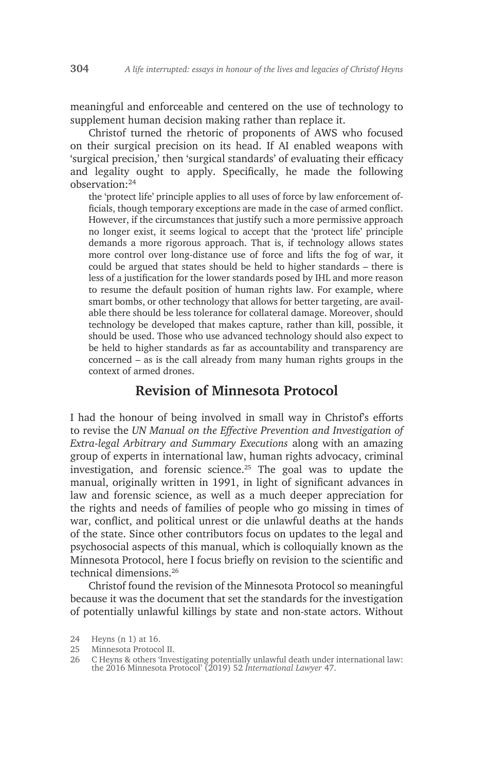meaningful and enforceable and centered on the use of technology to supplement human decision making rather than replace it.

Christof turned the rhetoric of proponents of AWS who focused on their surgical precision on its head. If AI enabled weapons with 'surgical precision,' then 'surgical standards' of evaluating their efficacy and legality ought to apply. Specifically, he made the following observation:[24]

> the 'protect life' principle applies to all uses of force by law enforcement officials, though temporary exceptions are made in the case of armed conflict. However, if the circumstances that justify such a more permissive approach no longer exist, it seems logical to accept that the 'protect life' principle demands a more rigorous approach. That is, if technology allows states more control over long-distance use of force and lifts the fog of war, it could be argued that states should be held to higher standards – there is less of a justification for the lower standards posed by IHL and more reason to resume the default position of human rights law. For example, where smart bombs, or other technology that allows for better targeting, are available there should be less tolerance for collateral damage. Moreover, should technology be developed that makes capture, rather than kill, possible, it should be used. Those who use advanced technology should also expect to be held to higher standards as far as accountability and transparency are concerned – as is the call already from many human rights groups in the context of armed drones.

## Revision of Minnesota Protocol

I had the honour of being involved in small way in Christof's efforts to revise the *UN Manual on the Effective Prevention and Investigation of Extra-legal Arbitrary and Summary Executions* along with an amazing group of experts in international law, human rights advocacy, criminal investigation, and forensic science.[25] The goal was to update the manual, originally written in 1991, in light of significant advances in law and forensic science, as well as a much deeper appreciation for the rights and needs of families of people who go missing in times of war, conflict, and political unrest or die unlawful deaths at the hands of the state. Since other contributors focus on updates to the legal and psychosocial aspects of this manual, which is colloquially known as the Minnesota Protocol, here I focus briefly on revision to the scientific and technical dimensions.[26]

Christof found the revision of the Minnesota Protocol so meaningful because it was the document that set the standards for the investigation of potentially unlawful killings by state and non-state actors. Without

24 Heyns (n 1) at 16.

25 Minnesota Protocol II.

26 C Heyns & others 'Investigating potentially unlawful death under international law: the 2016 Minnesota Protocol' (2019) 52 *International Lawyer* 47.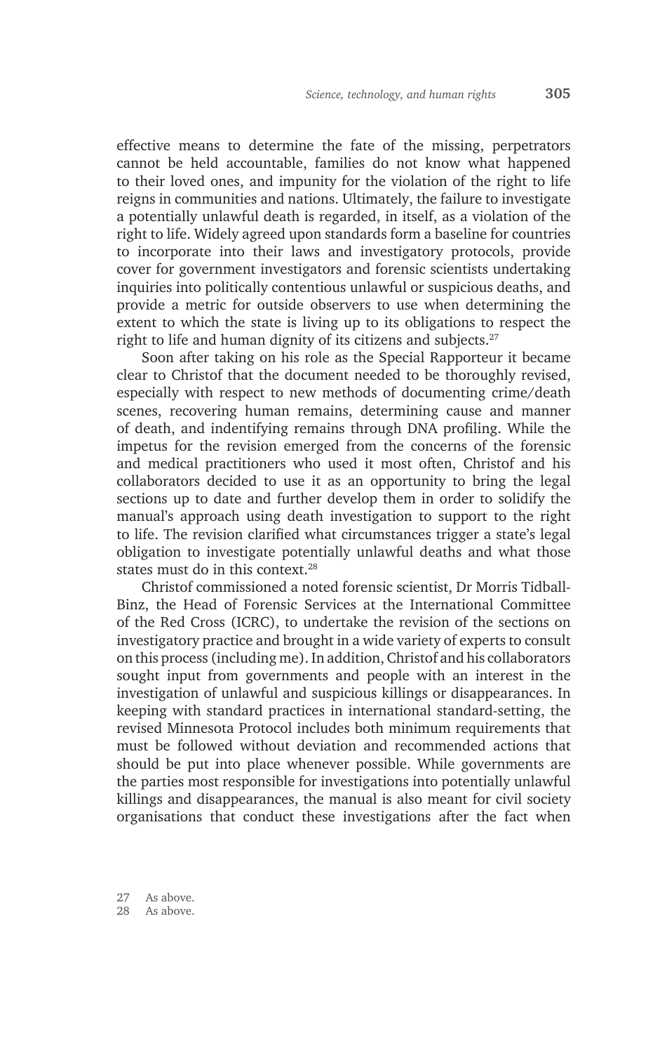effective means to determine the fate of the missing, perpetrators cannot be held accountable, families do not know what happened to their loved ones, and impunity for the violation of the right to life reigns in communities and nations. Ultimately, the failure to investigate a potentially unlawful death is regarded, in itself, as a violation of the right to life. Widely agreed upon standards form a baseline for countries to incorporate into their laws and investigatory protocols, provide cover for government investigators and forensic scientists undertaking inquiries into politically contentious unlawful or suspicious deaths, and provide a metric for outside observers to use when determining the extent to which the state is living up to its obligations to respect the right to life and human dignity of its citizens and subjects.[27]

Soon after taking on his role as the Special Rapporteur it became clear to Christof that the document needed to be thoroughly revised, especially with respect to new methods of documenting crime/death scenes, recovering human remains, determining cause and manner of death, and indentifying remains through DNA profiling. While the impetus for the revision emerged from the concerns of the forensic and medical practitioners who used it most often, Christof and his collaborators decided to use it as an opportunity to bring the legal sections up to date and further develop them in order to solidify the manual's approach using death investigation to support to the right to life. The revision clarified what circumstances trigger a state's legal obligation to investigate potentially unlawful deaths and what those states must do in this context.[28]

Christof commissioned a noted forensic scientist, Dr Morris Tidball-Binz, the Head of Forensic Services at the International Committee of the Red Cross (ICRC), to undertake the revision of the sections on investigatory practice and brought in a wide variety of experts to consult on this process (including me). In addition, Christof and his collaborators sought input from governments and people with an interest in the investigation of unlawful and suspicious killings or disappearances. In keeping with standard practices in international standard-setting, the revised Minnesota Protocol includes both minimum requirements that must be followed without deviation and recommended actions that should be put into place whenever possible. While governments are the parties most responsible for investigations into potentially unlawful killings and disappearances, the manual is also meant for civil society organisations that conduct these investigations after the fact when

27 As above.
28 As above.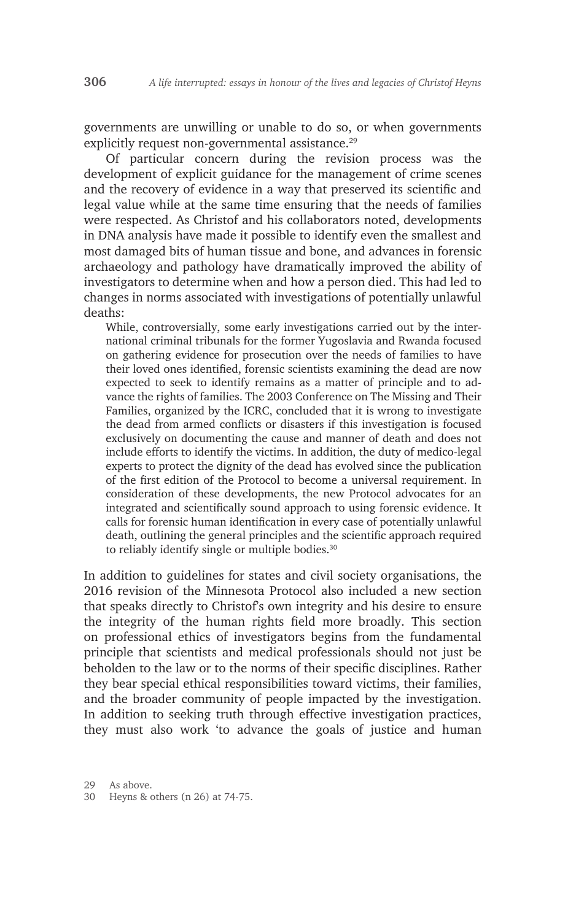governments are unwilling or unable to do so, or when governments explicitly request non-governmental assistance.[29]

Of particular concern during the revision process was the development of explicit guidance for the management of crime scenes and the recovery of evidence in a way that preserved its scientific and legal value while at the same time ensuring that the needs of families were respected. As Christof and his collaborators noted, developments in DNA analysis have made it possible to identify even the smallest and most damaged bits of human tissue and bone, and advances in forensic archaeology and pathology have dramatically improved the ability of investigators to determine when and how a person died. This had led to changes in norms associated with investigations of potentially unlawful deaths:

> While, controversially, some early investigations carried out by the international criminal tribunals for the former Yugoslavia and Rwanda focused on gathering evidence for prosecution over the needs of families to have their loved ones identified, forensic scientists examining the dead are now expected to seek to identify remains as a matter of principle and to advance the rights of families. The 2003 Conference on The Missing and Their Families, organized by the ICRC, concluded that it is wrong to investigate the dead from armed conflicts or disasters if this investigation is focused exclusively on documenting the cause and manner of death and does not include efforts to identify the victims. In addition, the duty of medico-legal experts to protect the dignity of the dead has evolved since the publication of the first edition of the Protocol to become a universal requirement. In consideration of these developments, the new Protocol advocates for an integrated and scientifically sound approach to using forensic evidence. It calls for forensic human identification in every case of potentially unlawful death, outlining the general principles and the scientific approach required to reliably identify single or multiple bodies.[30]

In addition to guidelines for states and civil society organisations, the 2016 revision of the Minnesota Protocol also included a new section that speaks directly to Christof's own integrity and his desire to ensure the integrity of the human rights field more broadly. This section on professional ethics of investigators begins from the fundamental principle that scientists and medical professionals should not just be beholden to the law or to the norms of their specific disciplines. Rather they bear special ethical responsibilities toward victims, their families, and the broader community of people impacted by the investigation. In addition to seeking truth through effective investigation practices, they must also work 'to advance the goals of justice and human

---

29 As above.

30 Heyns & others (n 26) at 74-75.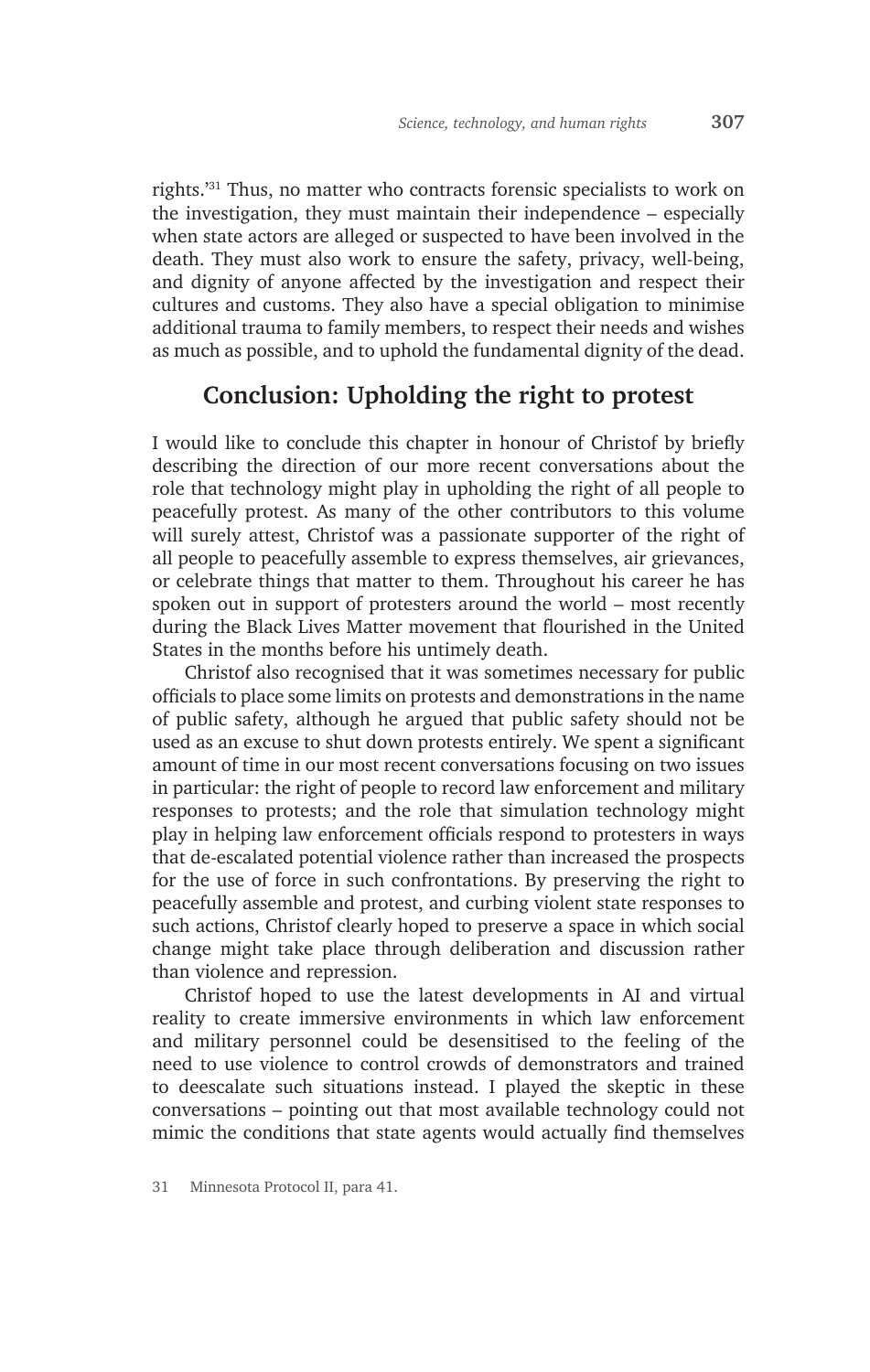rights.'[31] Thus, no matter who contracts forensic specialists to work on the investigation, they must maintain their independence – especially when state actors are alleged or suspected to have been involved in the death. They must also work to ensure the safety, privacy, well-being, and dignity of anyone affected by the investigation and respect their cultures and customs. They also have a special obligation to minimise additional trauma to family members, to respect their needs and wishes as much as possible, and to uphold the fundamental dignity of the dead.

## Conclusion: Upholding the right to protest

I would like to conclude this chapter in honour of Christof by briefly describing the direction of our more recent conversations about the role that technology might play in upholding the right of all people to peacefully protest. As many of the other contributors to this volume will surely attest, Christof was a passionate supporter of the right of all people to peacefully assemble to express themselves, air grievances, or celebrate things that matter to them. Throughout his career he has spoken out in support of protesters around the world – most recently during the Black Lives Matter movement that flourished in the United States in the months before his untimely death.

Christof also recognised that it was sometimes necessary for public officials to place some limits on protests and demonstrations in the name of public safety, although he argued that public safety should not be used as an excuse to shut down protests entirely. We spent a significant amount of time in our most recent conversations focusing on two issues in particular: the right of people to record law enforcement and military responses to protests; and the role that simulation technology might play in helping law enforcement officials respond to protesters in ways that de-escalated potential violence rather than increased the prospects for the use of force in such confrontations. By preserving the right to peacefully assemble and protest, and curbing violent state responses to such actions, Christof clearly hoped to preserve a space in which social change might take place through deliberation and discussion rather than violence and repression.

Christof hoped to use the latest developments in AI and virtual reality to create immersive environments in which law enforcement and military personnel could be desensitised to the feeling of the need to use violence to control crowds of demonstrators and trained to deescalate such situations instead. I played the skeptic in these conversations – pointing out that most available technology could not mimic the conditions that state agents would actually find themselves

31 Minnesota Protocol II, para 41.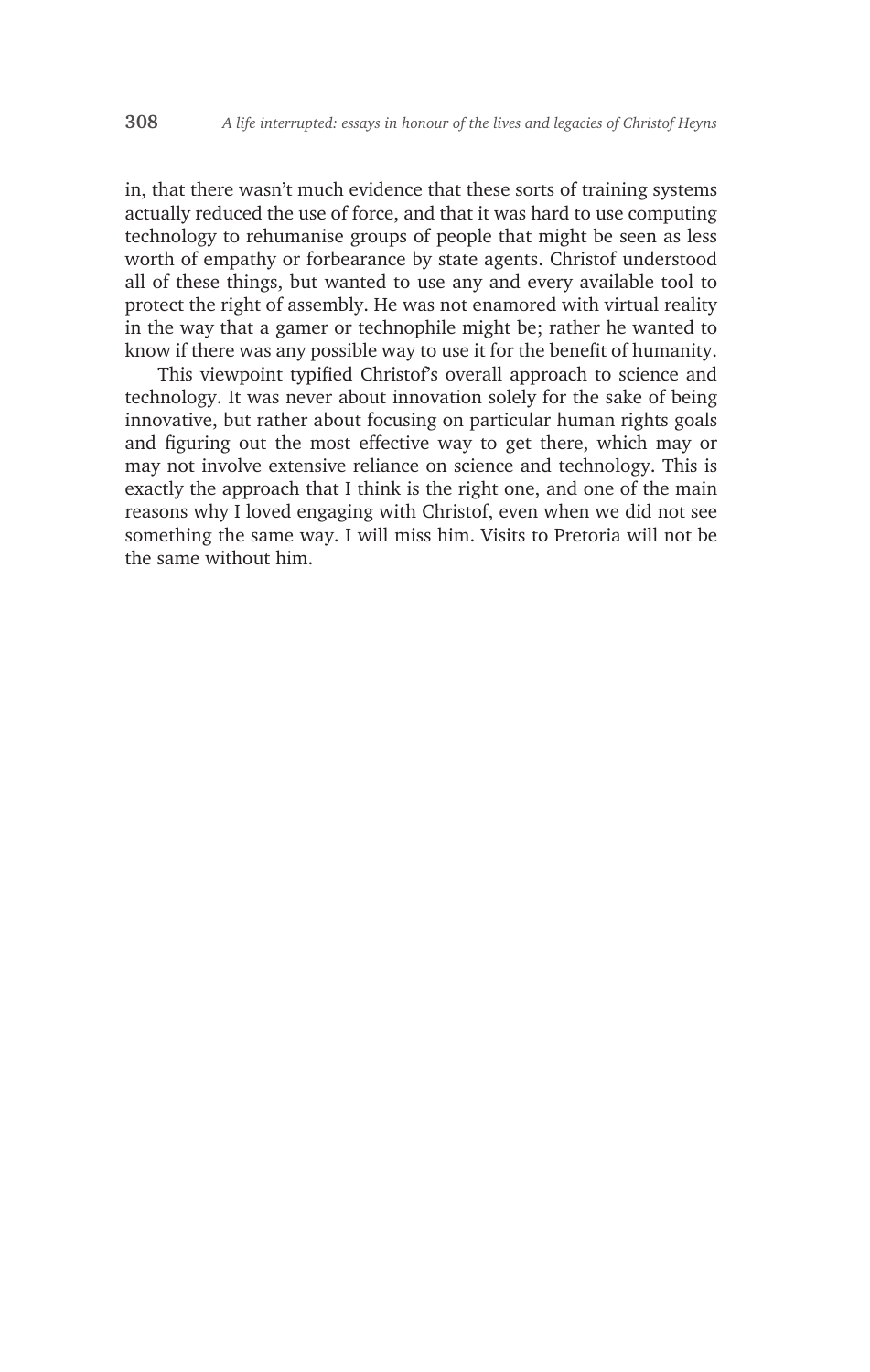in, that there wasn't much evidence that these sorts of training systems actually reduced the use of force, and that it was hard to use computing technology to rehumanise groups of people that might be seen as less worth of empathy or forbearance by state agents. Christof understood all of these things, but wanted to use any and every available tool to protect the right of assembly. He was not enamored with virtual reality in the way that a gamer or technophile might be; rather he wanted to know if there was any possible way to use it for the benefit of humanity.

This viewpoint typified Christof's overall approach to science and technology. It was never about innovation solely for the sake of being innovative, but rather about focusing on particular human rights goals and figuring out the most effective way to get there, which may or may not involve extensive reliance on science and technology. This is exactly the approach that I think is the right one, and one of the main reasons why I loved engaging with Christof, even when we did not see something the same way. I will miss him. Visits to Pretoria will not be the same without him.